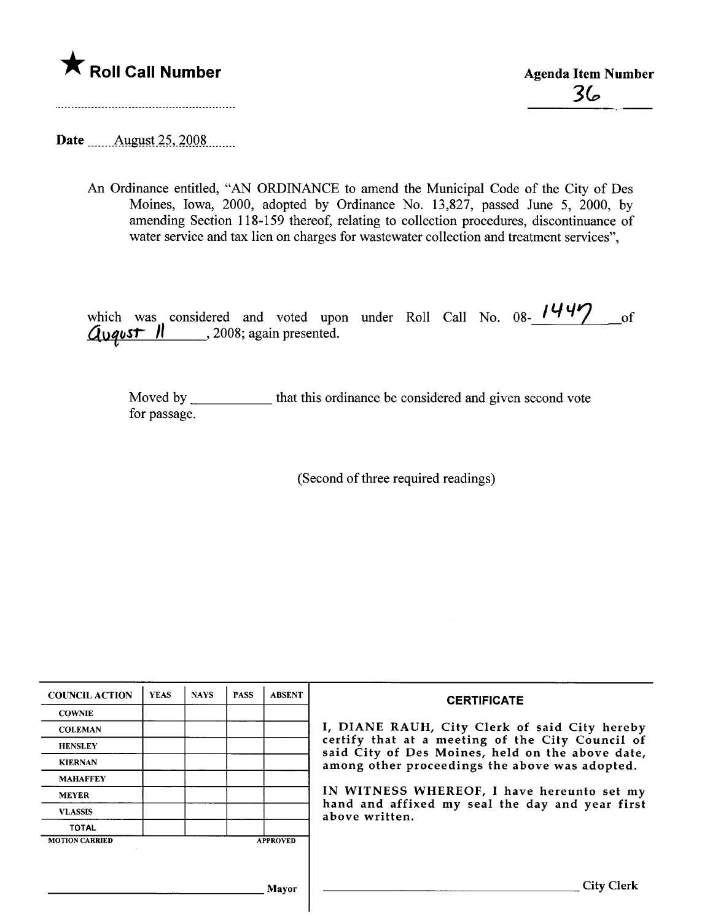★ **Roll Call Number**

**Agenda Item Number**

36

Date August 25, 2008

An Ordinance entitled, "AN ORDINANCE to amend the Municipal Code of the City of Des Moines, Iowa, 2000, adopted by Ordinance No. 13,827, passed June 5, 2000, by amending Section 118-159 thereof, relating to collection procedures, discontinuance of water service and tax lien on charges for wastewater collection and treatment services",

which was considered and voted upon under Roll Call No. 08-1447 of August 11, 2008; again presented.

Moved by \_\_\_\_\_\_\_\_\_\_\_ that this ordinance be considered and given second vote for passage.

(Second of three required readings)

| COUNCIL ACTION | YEAS | NAYS | PASS | ABSENT |
|---|---|---|---|---|
| COWNIE | | | | |
| COLEMAN | | | | |
| HENSLEY | | | | |
| KIERNAN | | | | |
| MAHAFFEY | | | | |
| MEYER | | | | |
| VLASSIS | | | | |
| TOTAL | | | | |
| MOTION CARRIED | | | | APPROVED |

\_\_\_\_\_\_\_\_\_\_\_\_\_\_\_\_\_\_\_\_\_\_\_\_\_\_\_\_ Mayor

**CERTIFICATE**

I, DIANE RAUH, City Clerk of said City hereby certify that at a meeting of the City Council of said City of Des Moines, held on the above date, among other proceedings the above was adopted.

IN WITNESS WHEREOF, I have hereunto set my hand and affixed my seal the day and year first above written.

\_\_\_\_\_\_\_\_\_\_\_\_\_\_\_\_\_\_\_\_\_\_\_\_\_\_\_\_ City Clerk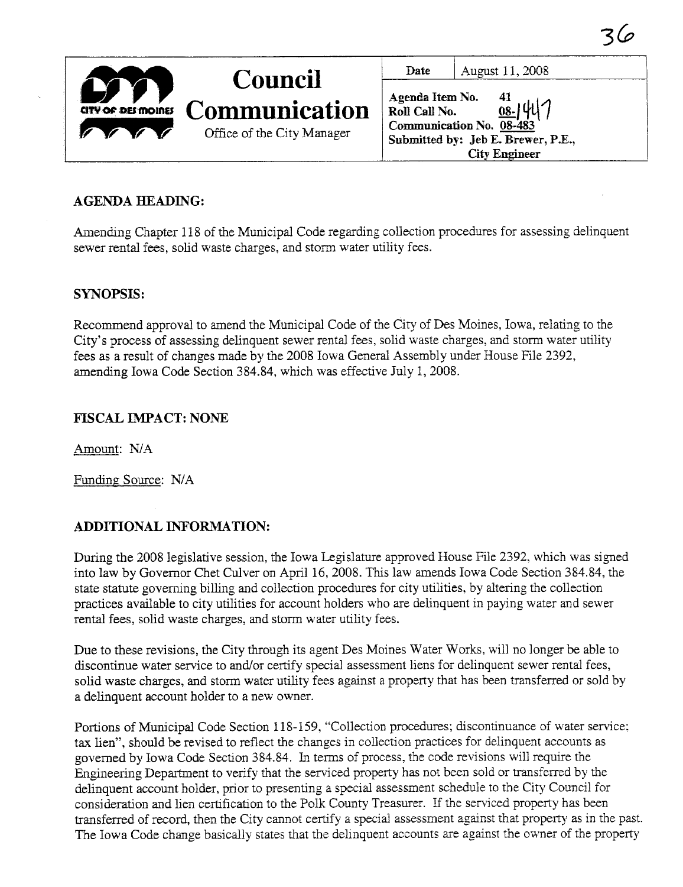| Council Communication<br>Office of the City Manager | Date | August 11, 2008 |
|---|---|---|
| | Agenda Item No. 41<br>Roll Call No. 08-1417<br>Communication No. 08-483<br>Submitted by: Jeb E. Brewer, P.E., City Engineer | |

## AGENDA HEADING:

Amending Chapter 118 of the Municipal Code regarding collection procedures for assessing delinquent sewer rental fees, solid waste charges, and storm water utility fees.

## SYNOPSIS:

Recommend approval to amend the Municipal Code of the City of Des Moines, Iowa, relating to the City's process of assessing delinquent sewer rental fees, solid waste charges, and storm water utility fees as a result of changes made by the 2008 Iowa General Assembly under House File 2392, amending Iowa Code Section 384.84, which was effective July 1, 2008.

## FISCAL IMPACT: NONE

Amount: N/A

Funding Source: N/A

## ADDITIONAL INFORMATION:

During the 2008 legislative session, the Iowa Legislature approved House File 2392, which was signed into law by Governor Chet Culver on April 16, 2008. This law amends Iowa Code Section 384.84, the state statute governing billing and collection procedures for city utilities, by altering the collection practices available to city utilities for account holders who are delinquent in paying water and sewer rental fees, solid waste charges, and storm water utility fees.

Due to these revisions, the City through its agent Des Moines Water Works, will no longer be able to discontinue water service to and/or certify special assessment liens for delinquent sewer rental fees, solid waste charges, and storm water utility fees against a property that has been transferred or sold by a delinquent account holder to a new owner.

Portions of Municipal Code Section 118-159, "Collection procedures; discontinuance of water service; tax lien", should be revised to reflect the changes in collection practices for delinquent accounts as governed by Iowa Code Section 384.84. In terms of process, the code revisions will require the Engineering Department to verify that the serviced property has not been sold or transferred by the delinquent account holder, prior to presenting a special assessment schedule to the City Council for consideration and lien certification to the Polk County Treasurer. If the serviced property has been transferred of record, then the City cannot certify a special assessment against that property as in the past. The Iowa Code change basically states that the delinquent accounts are against the owner of the property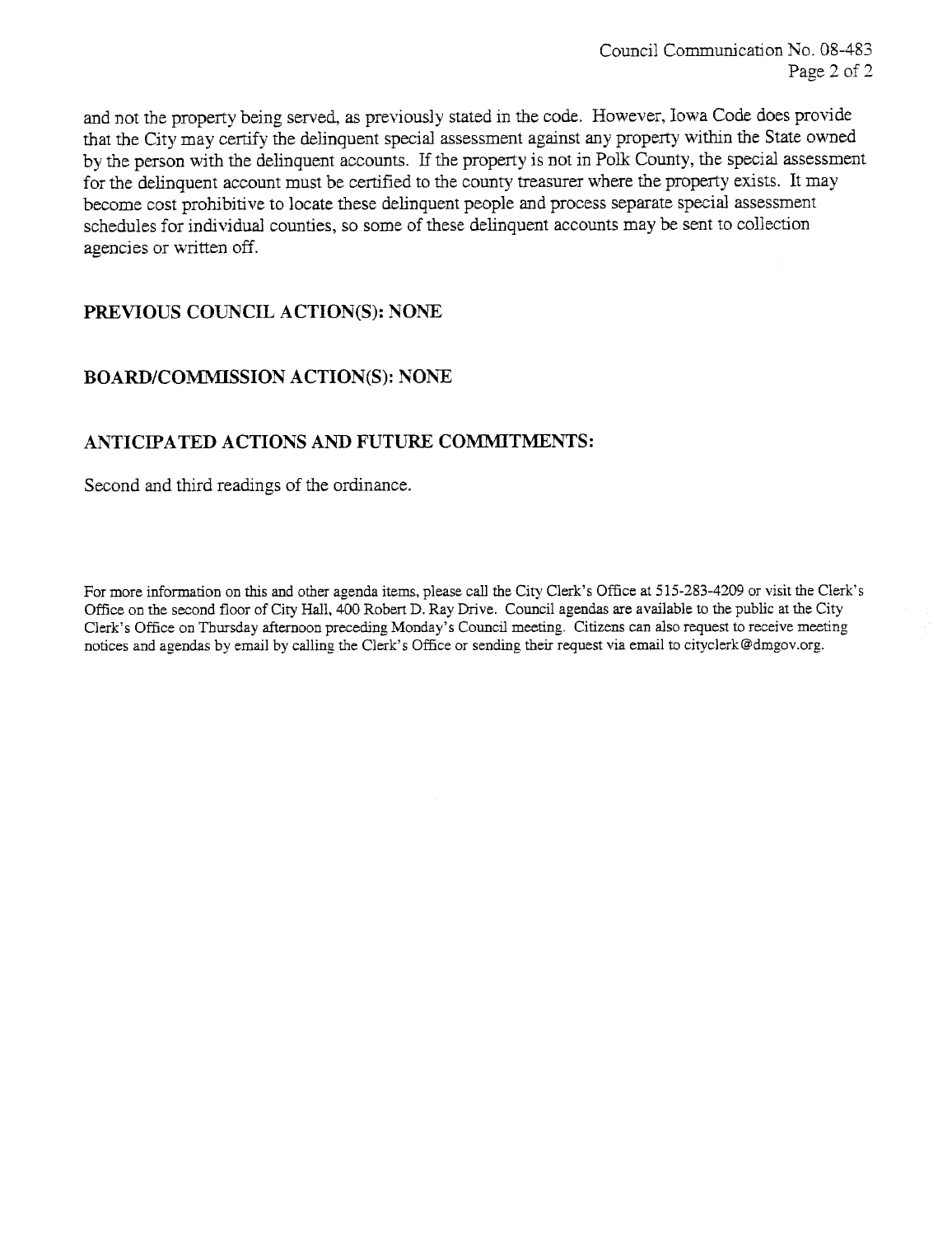and not the property being served, as previously stated in the code. However, Iowa Code does provide that the City may certify the delinquent special assessment against any property within the State owned by the person with the delinquent accounts. If the property is not in Polk County, the special assessment for the delinquent account must be certified to the county treasurer where the property exists. It may become cost prohibitive to locate these delinquent people and process separate special assessment schedules for individual counties, so some of these delinquent accounts may be sent to collection agencies or written off.

## PREVIOUS COUNCIL ACTION(S): NONE

## BOARD/COMMISSION ACTION(S): NONE

## ANTICIPATED ACTIONS AND FUTURE COMMITMENTS:

Second and third readings of the ordinance.

For more information on this and other agenda items, please call the City Clerk's Office at 515-283-4209 or visit the Clerk's Office on the second floor of City Hall, 400 Robert D. Ray Drive. Council agendas are available to the public at the City Clerk's Office on Thursday afternoon preceding Monday's Council meeting. Citizens can also request to receive meeting notices and agendas by email by calling the Clerk's Office or sending their request via email to cityclerk@dmgov.org.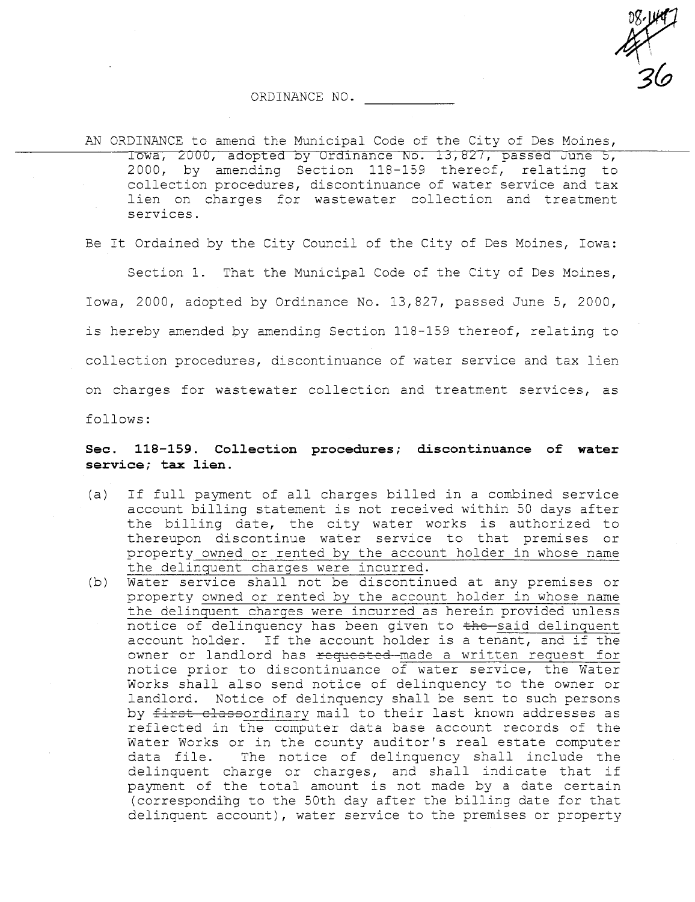ORDINANCE NO. ___________

AN ORDINANCE to amend the Municipal Code of the City of Des Moines, Iowa, 2000, adopted by Ordinance No. 13,827, passed June 5, 2000, by amending Section 118-159 thereof, relating to collection procedures, discontinuance of water service and tax lien on charges for wastewater collection and treatment services.

Be It Ordained by the City Council of the City of Des Moines, Iowa:

Section 1. That the Municipal Code of the City of Des Moines, Iowa, 2000, adopted by Ordinance No. 13,827, passed June 5, 2000, is hereby amended by amending Section 118-159 thereof, relating to collection procedures, discontinuance of water service and tax lien on charges for wastewater collection and treatment services, as follows:

**Sec. 118-159. Collection procedures; discontinuance of water service; tax lien.**

(a) If full payment of all charges billed in a combined service account billing statement is not received within 50 days after the billing date, the city water works is authorized to thereupon discontinue water service to that premises or property owned or rented by the account holder in whose name the delinquent charges were incurred.

(b) Water service shall not be discontinued at any premises or property owned or rented by the account holder in whose name the delinquent charges were incurred as herein provided unless notice of delinquency has been given to ~~the~~ said delinquent account holder. If the account holder is a tenant, and if the owner or landlord has ~~requested~~ made a written request for notice prior to discontinuance of water service, the Water Works shall also send notice of delinquency to the owner or landlord. Notice of delinquency shall be sent to such persons by ~~first class~~ ordinary mail to their last known addresses as reflected in the computer data base account records of the Water Works or in the county auditor's real estate computer data file. The notice of delinquency shall include the delinquent charge or charges, and shall indicate that if payment of the total amount is not made by a date certain (corresponding to the 50th day after the billing date for that delinquent account), water service to the premises or property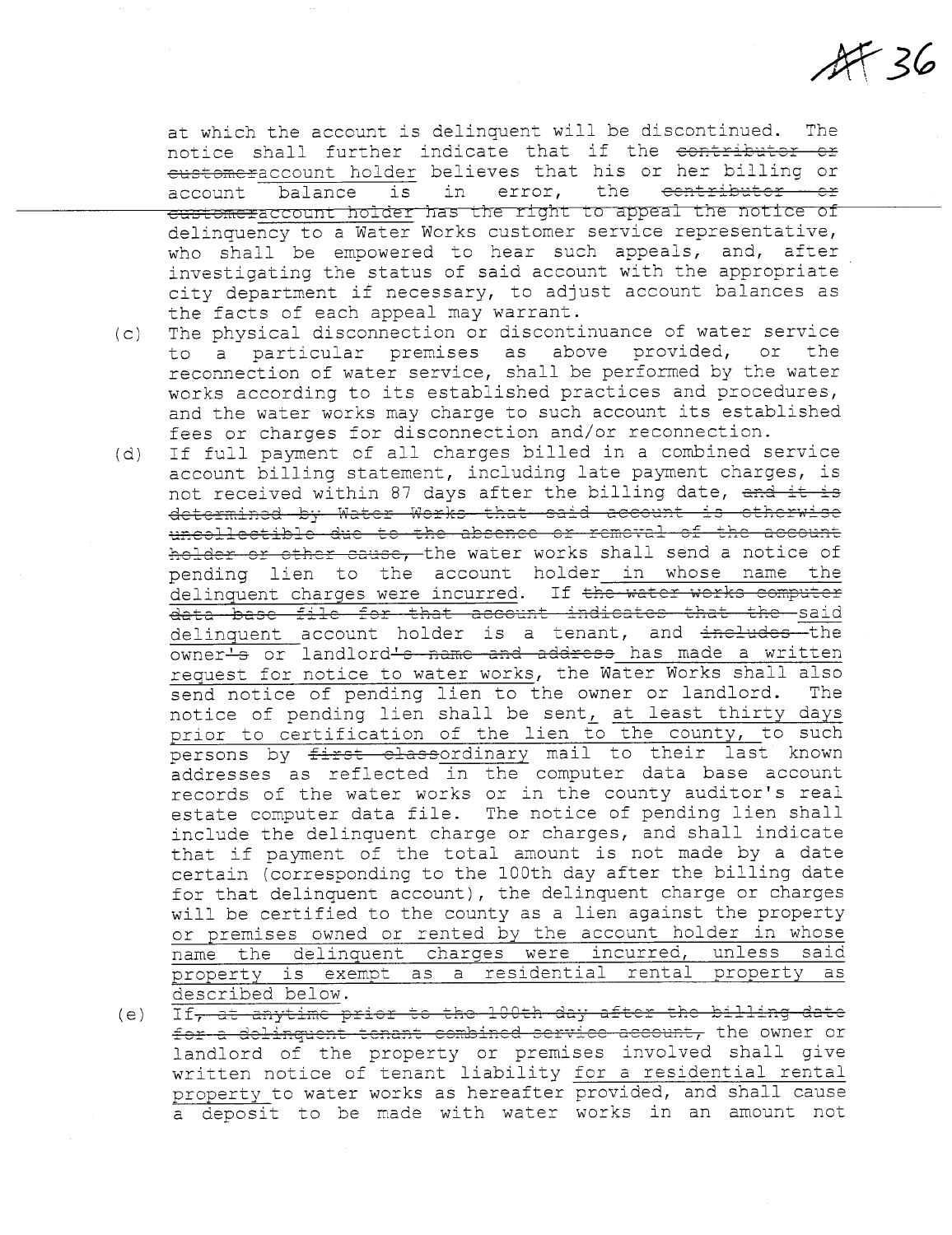at which the account is delinquent will be discontinued. The notice shall further indicate that if the ~~contributor or customer~~<u>account holder</u> believes that his or her billing or account balance is in error, the ~~contributor or customer~~<u>account holder</u> has the right to appeal the notice of delinquency to a Water Works customer service representative, who shall be empowered to hear such appeals, and, after investigating the status of said account with the appropriate city department if necessary, to adjust account balances as the facts of each appeal may warrant.

(c) The physical disconnection or discontinuance of water service to a particular premises as above provided, or the reconnection of water service, shall be performed by the water works according to its established practices and procedures, and the water works may charge to such account its established fees or charges for disconnection and/or reconnection.

(d) If full payment of all charges billed in a combined service account billing statement, including late payment charges, is not received within 87 days after the billing date, ~~and it is determined by Water Works that said account is otherwise uncollectible due to the absence or removal of the account holder or other cause,~~ the water works shall send a notice of pending lien to the account holder<u> in whose name the delinquent charges were incurred</u>. If ~~the water works computer data base file for that account indicates that the~~ <u>said delinquent</u> account holder is a tenant, and ~~includes~~ the owner~~'s~~ or landlord~~'s name and address~~ <u>has made a written request for notice to water works</u>, the Water Works shall also send notice of pending lien to the owner or landlord. The notice of pending lien shall be sent<u>, at least thirty days prior to certification of the lien to the county,</u> to such persons by ~~first class~~<u>ordinary</u> mail to their last known addresses as reflected in the computer data base account records of the water works or in the county auditor's real estate computer data file. The notice of pending lien shall include the delinquent charge or charges, and shall indicate that if payment of the total amount is not made by a date certain (corresponding to the 100th day after the billing date for that delinquent account), the delinquent charge or charges will be certified to the county as a lien against the property <u>or premises owned or rented by the account holder in whose name the delinquent charges were incurred, unless said property is exempt as a residential rental property as described below</u>.

(e) <u>If</u>~~, at anytime prior to the 100th day after the billing date for a delinquent tenant combined service account,~~ the owner or landlord of the property or premises involved shall give written notice of tenant liability <u>for a residential rental property</u> to water works as hereafter provided, and shall cause a deposit to be made with water works in an amount not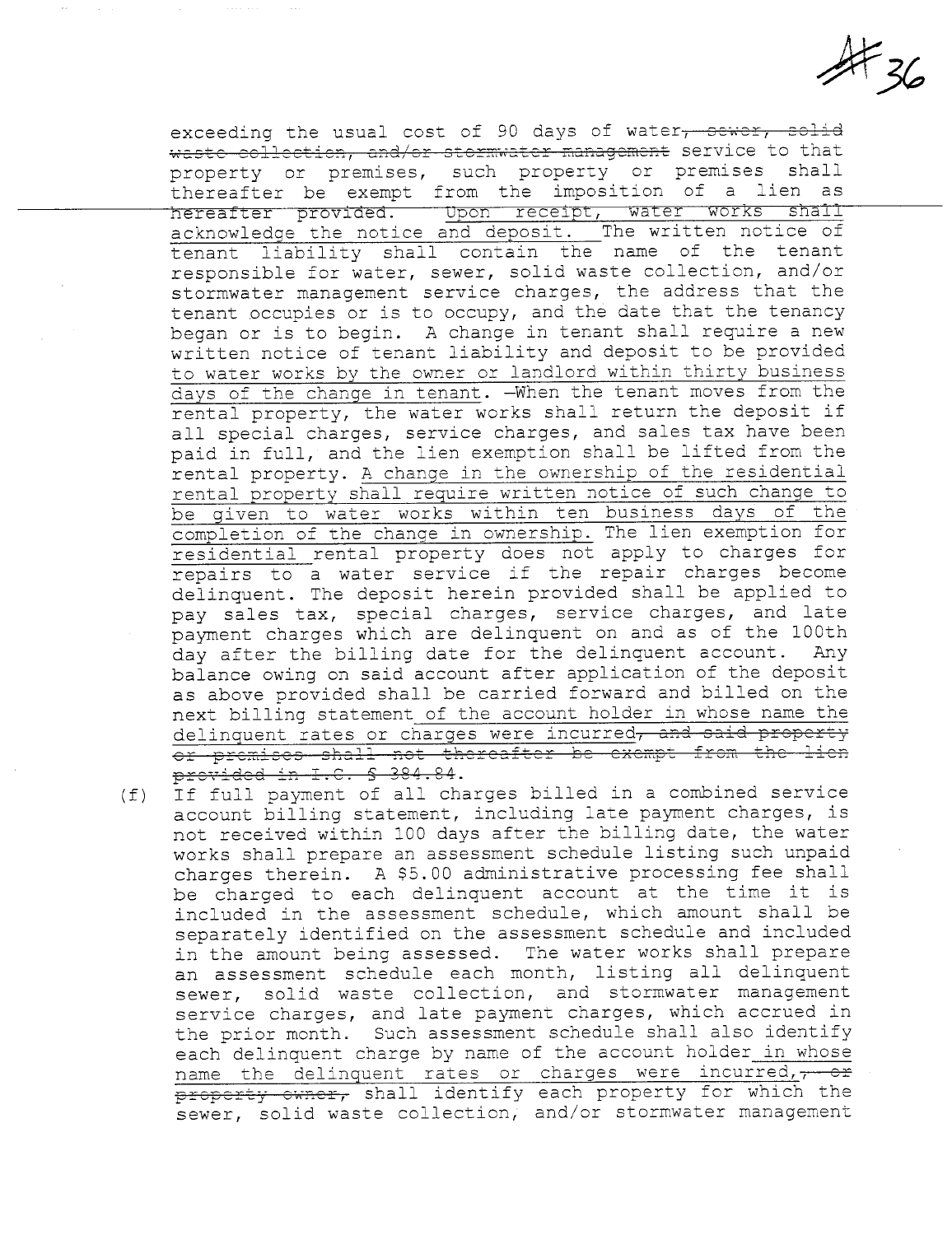exceeding the usual cost of 90 days of water~~, sewer, solid waste collection, and/or stormwater management~~ service to that property or premises, such property or premises shall thereafter be exempt from the imposition of a lien as hereafter provided. <u>Upon receipt, water works shall acknowledge the notice and deposit.</u> The written notice of tenant liability shall contain the name of the tenant responsible for water, sewer, solid waste collection, and/or stormwater management service charges, the address that the tenant occupies or is to occupy, and the date that the tenancy began or is to begin. A change in tenant shall require a new written notice of tenant liability and deposit <u>to be provided to water works by the owner or landlord within thirty business days of the change in tenant</u>. ~~-~~When the tenant moves from the rental property, the water works shall return the deposit if all special charges, service charges, and sales tax have been paid in full, and the lien exemption shall be lifted from the rental property. <u>A change in the ownership of the residential rental property shall require written notice of such change to be given to water works within ten business days of the completion of the change in ownership.</u> The lien exemption for <u>residential</u> rental property does not apply to charges for repairs to a water service if the repair charges become delinquent. The deposit herein provided shall be applied to pay sales tax, special charges, service charges, and late payment charges which are delinquent on and as of the 100th day after the billing date for the delinquent account. Any balance owing on said account after application of the deposit as above provided shall be carried forward and billed on the next billing statement <u>of the account holder in whose name the delinquent rates or charges were incurred</u>~~, and said property or premises shall not thereafter be exempt from the lien provided in I.C. § 384.84~~.

(f) If full payment of all charges billed in a combined service account billing statement, including late payment charges, is not received within 100 days after the billing date, the water works shall prepare an assessment schedule listing such unpaid charges therein. A $5.00 administrative processing fee shall be charged to each delinquent account at the time it is included in the assessment schedule, which amount shall be separately identified on the assessment schedule and included in the amount being assessed. The water works shall prepare an assessment schedule each month, listing all delinquent sewer, solid waste collection, and stormwater management service charges, and late payment charges, which accrued in the prior month. Such assessment schedule shall also identify each delinquent charge by name of the account holder <u>in whose name the delinquent rates or charges were incurred,</u>~~, or property owner,~~ shall identify each property for which the sewer, solid waste collection, and/or stormwater management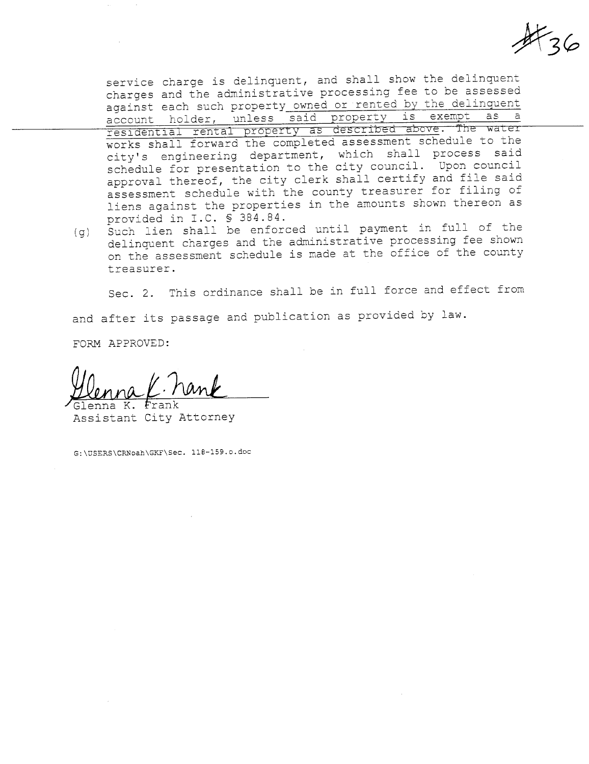#36

service charge is delinquent, and shall show the delinquent charges and the administrative processing fee to be assessed against each such property owned or rented by the delinquent account holder, unless said property is exempt as a residential rental property as described above. The water works shall forward the completed assessment schedule to the city's engineering department, which shall process said schedule for presentation to the city council. Upon council approval thereof, the city clerk shall certify and file said assessment schedule with the county treasurer for filing of liens against the properties in the amounts shown thereon as provided in I.C. § 384.84.

(g) Such lien shall be enforced until payment in full of the delinquent charges and the administrative processing fee shown on the assessment schedule is made at the office of the county treasurer.

Sec. 2. This ordinance shall be in full force and effect from and after its passage and publication as provided by law.

FORM APPROVED:

Glenna K. Frank
Assistant City Attorney

G:\USERS\CRNoah\GKF\Sec. 118-159.o.doc